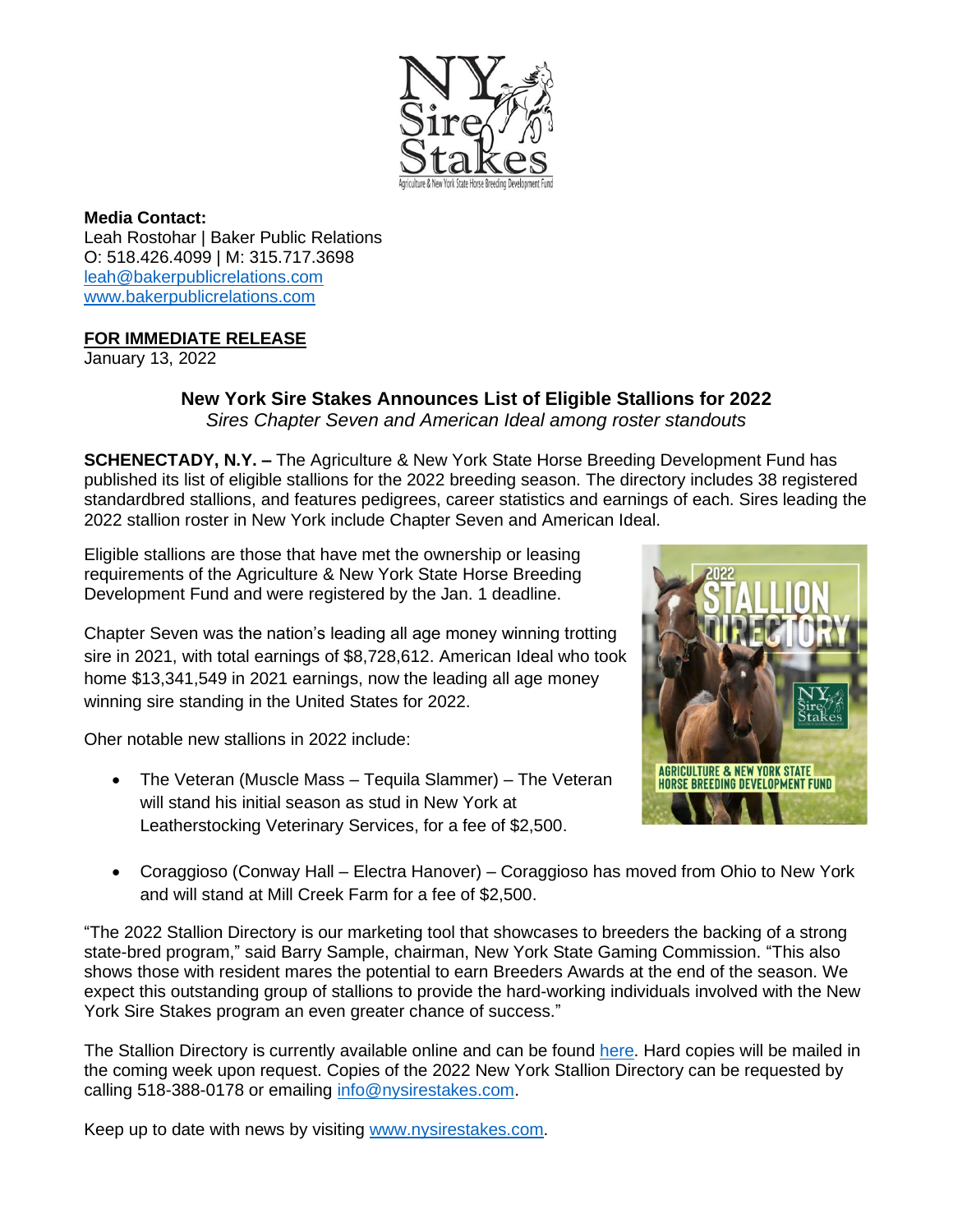**Media Contact:**
Leah Rostohar | Baker Public Relations
O: 518.426.4099 | M: 315.717.3698
leah@bakerpublicrelations.com
www.bakerpublicrelations.com

**FOR IMMEDIATE RELEASE**
January 13, 2022

## New York Sire Stakes Announces List of Eligible Stallions for 2022

*Sires Chapter Seven and American Ideal among roster standouts*

**SCHENECTADY, N.Y. –** The Agriculture & New York State Horse Breeding Development Fund has published its list of eligible stallions for the 2022 breeding season. The directory includes 38 registered standardbred stallions, and features pedigrees, career statistics and earnings of each. Sires leading the 2022 stallion roster in New York include Chapter Seven and American Ideal.

Eligible stallions are those that have met the ownership or leasing requirements of the Agriculture & New York State Horse Breeding Development Fund and were registered by the Jan. 1 deadline.

Chapter Seven was the nation's leading all age money winning trotting sire in 2021, with total earnings of $8,728,612. American Ideal who took home $13,341,549 in 2021 earnings, now the leading all age money winning sire standing in the United States for 2022.

Oher notable new stallions in 2022 include:

- The Veteran (Muscle Mass – Tequila Slammer) – The Veteran will stand his initial season as stud in New York at Leatherstocking Veterinary Services, for a fee of $2,500.
- Coraggioso (Conway Hall – Electra Hanover) – Coraggioso has moved from Ohio to New York and will stand at Mill Creek Farm for a fee of $2,500.

"The 2022 Stallion Directory is our marketing tool that showcases to breeders the backing of a strong state-bred program," said Barry Sample, chairman, New York State Gaming Commission. "This also shows those with resident mares the potential to earn Breeders Awards at the end of the season. We expect this outstanding group of stallions to provide the hard-working individuals involved with the New York Sire Stakes program an even greater chance of success."

The Stallion Directory is currently available online and can be found here. Hard copies will be mailed in the coming week upon request. Copies of the 2022 New York Stallion Directory can be requested by calling 518-388-0178 or emailing info@nysirestakes.com.

Keep up to date with news by visiting www.nysirestakes.com.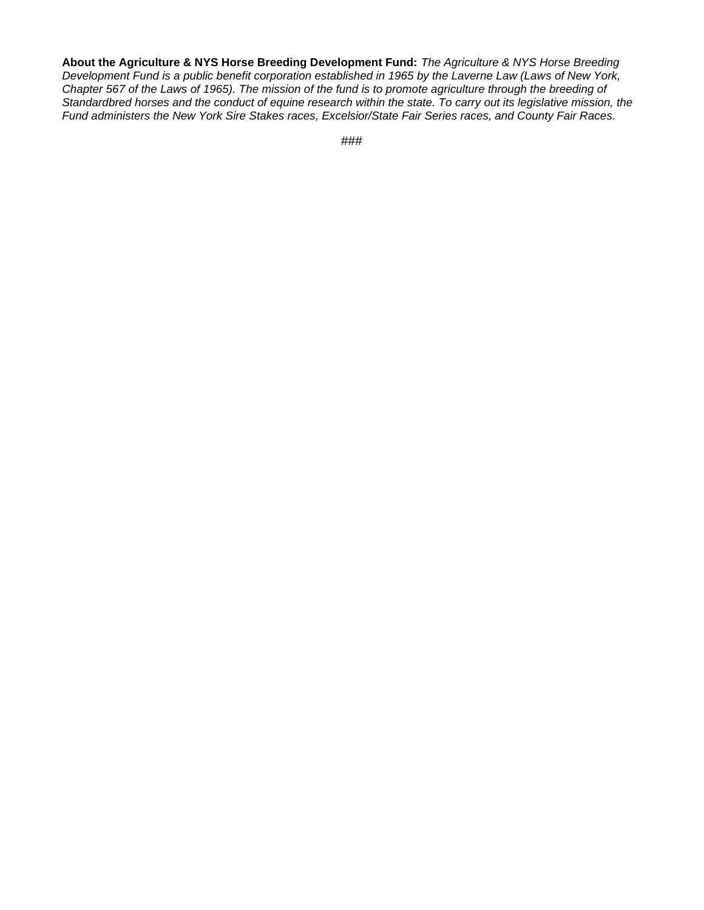**About the Agriculture & NYS Horse Breeding Development Fund:** *The Agriculture & NYS Horse Breeding Development Fund is a public benefit corporation established in 1965 by the Laverne Law (Laws of New York, Chapter 567 of the Laws of 1965). The mission of the fund is to promote agriculture through the breeding of Standardbred horses and the conduct of equine research within the state. To carry out its legislative mission, the Fund administers the New York Sire Stakes races, Excelsior/State Fair Series races, and County Fair Races.*

###